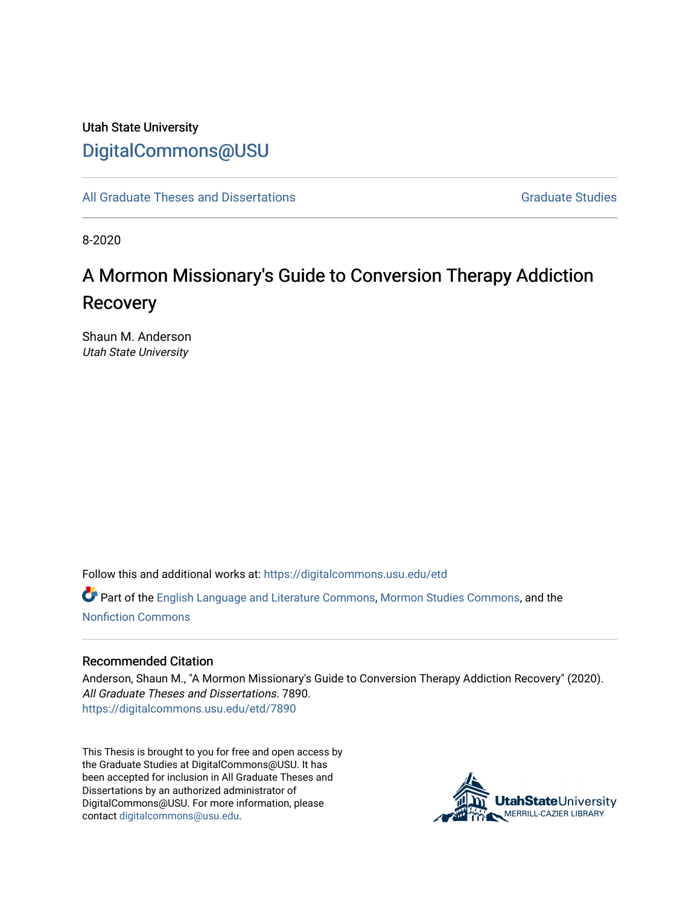Utah State University

DigitalCommons@USU

All Graduate Theses and Dissertations

Graduate Studies

8-2020

# A Mormon Missionary's Guide to Conversion Therapy Addiction Recovery

Shaun M. Anderson
*Utah State University*

Follow this and additional works at: https://digitalcommons.usu.edu/etd

Part of the English Language and Literature Commons, Mormon Studies Commons, and the Nonfiction Commons

## Recommended Citation

Anderson, Shaun M., "A Mormon Missionary's Guide to Conversion Therapy Addiction Recovery" (2020). *All Graduate Theses and Dissertations*. 7890.
https://digitalcommons.usu.edu/etd/7890

This Thesis is brought to you for free and open access by the Graduate Studies at DigitalCommons@USU. It has been accepted for inclusion in All Graduate Theses and Dissertations by an authorized administrator of DigitalCommons@USU. For more information, please contact digitalcommons@usu.edu.

UtahStateUniversity
MERRILL-CAZIER LIBRARY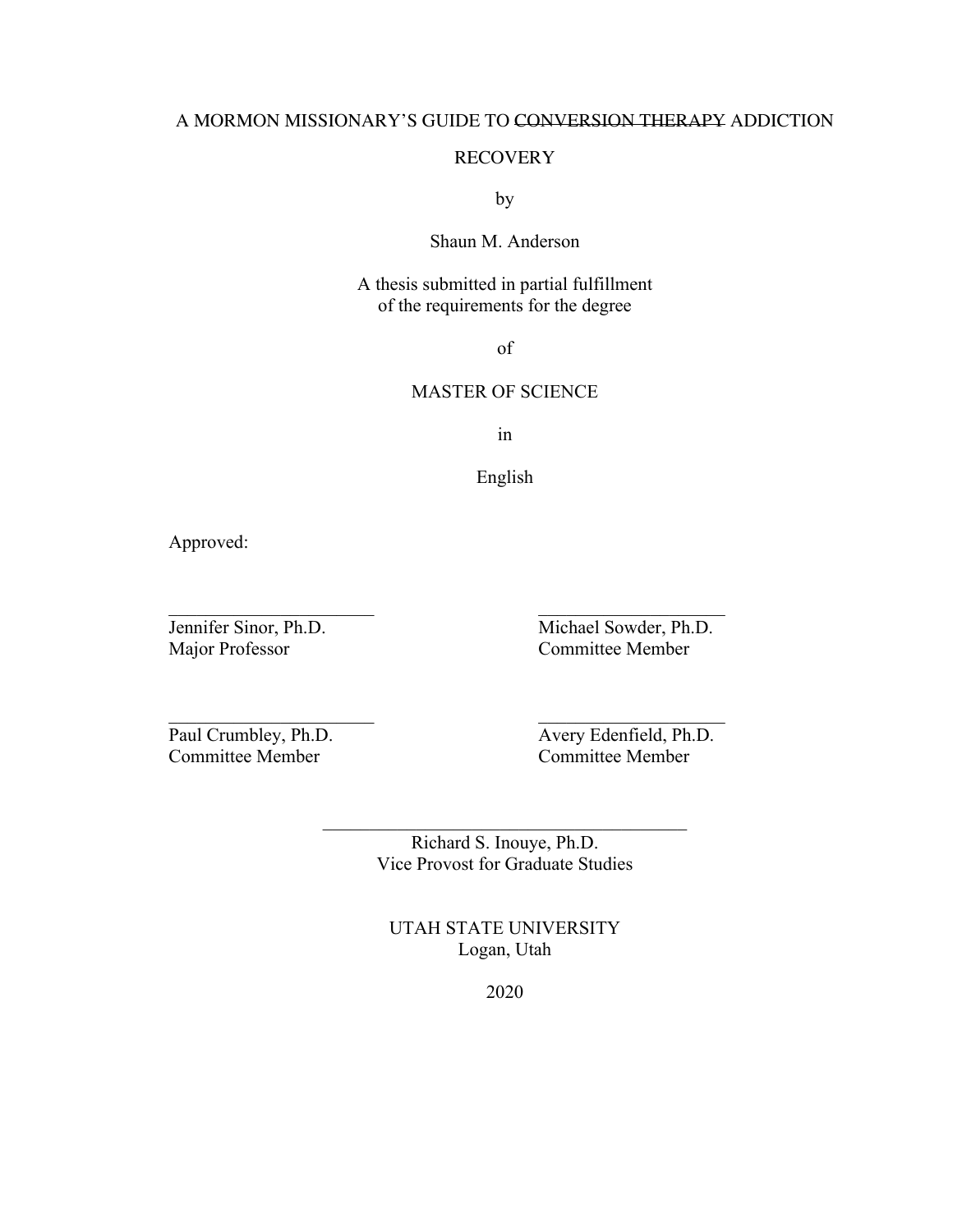A MORMON MISSIONARY'S GUIDE TO ~~CONVERSION THERAPY~~ ADDICTION RECOVERY

by

Shaun M. Anderson

A thesis submitted in partial fulfillment
of the requirements for the degree

of

MASTER OF SCIENCE

in

English

Approved:

| | |
|---|---|
| \_\_\_\_\_\_\_\_\_\_\_\_\_\_\_\_\_\_\_\_\_\_\_\_ | \_\_\_\_\_\_\_\_\_\_\_\_\_\_\_\_\_\_\_\_\_\_\_\_ |
| Jennifer Sinor, Ph.D.<br>Major Professor | Michael Sowder, Ph.D.<br>Committee Member |
| \_\_\_\_\_\_\_\_\_\_\_\_\_\_\_\_\_\_\_\_\_\_\_\_ | \_\_\_\_\_\_\_\_\_\_\_\_\_\_\_\_\_\_\_\_\_\_\_\_ |
| Paul Crumbley, Ph.D.<br>Committee Member | Avery Edenfield, Ph.D.<br>Committee Member |

\_\_\_\_\_\_\_\_\_\_\_\_\_\_\_\_\_\_\_\_\_\_\_\_\_\_\_\_\_\_\_\_\_\_\_\_\_\_\_\_

Richard S. Inouye, Ph.D.
Vice Provost for Graduate Studies

UTAH STATE UNIVERSITY
Logan, Utah

2020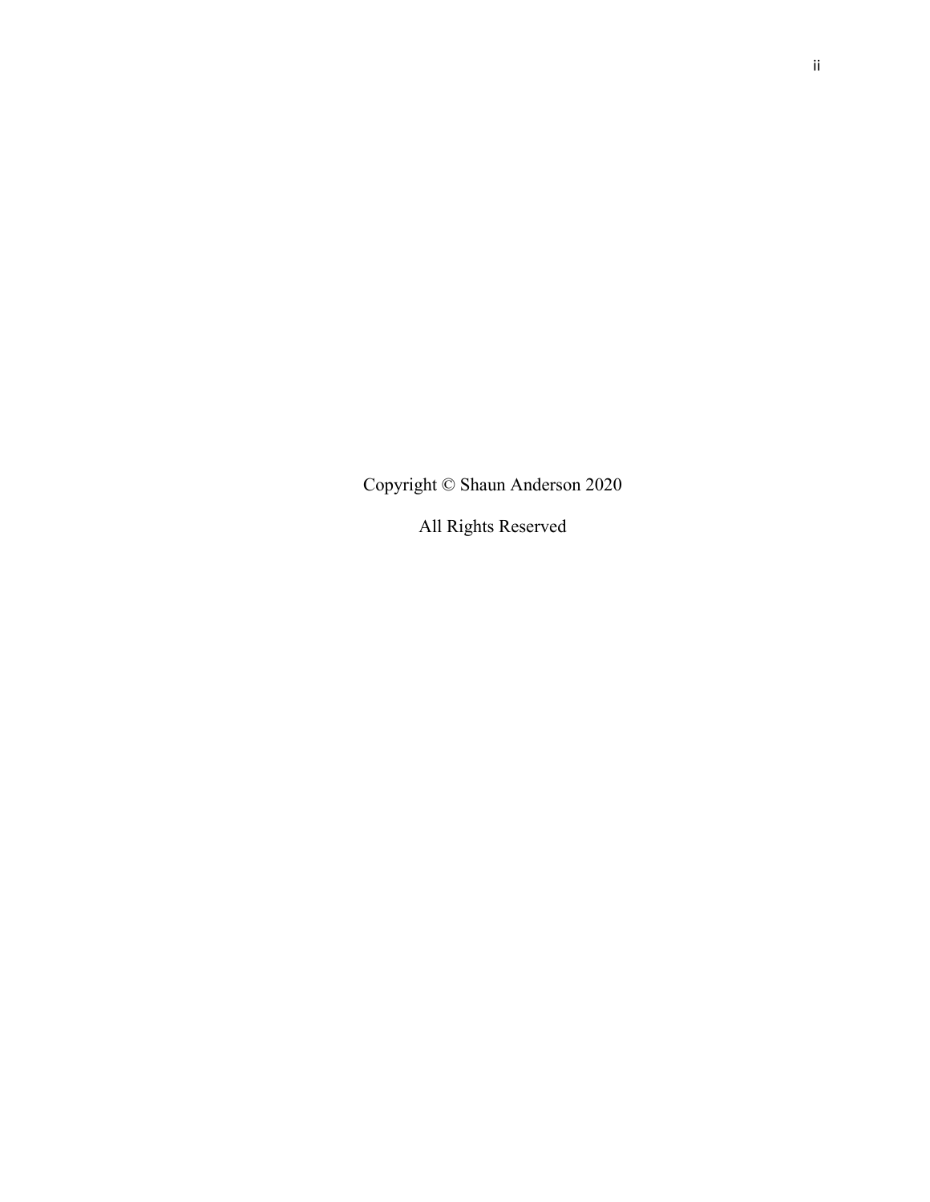Copyright © Shaun Anderson 2020

All Rights Reserved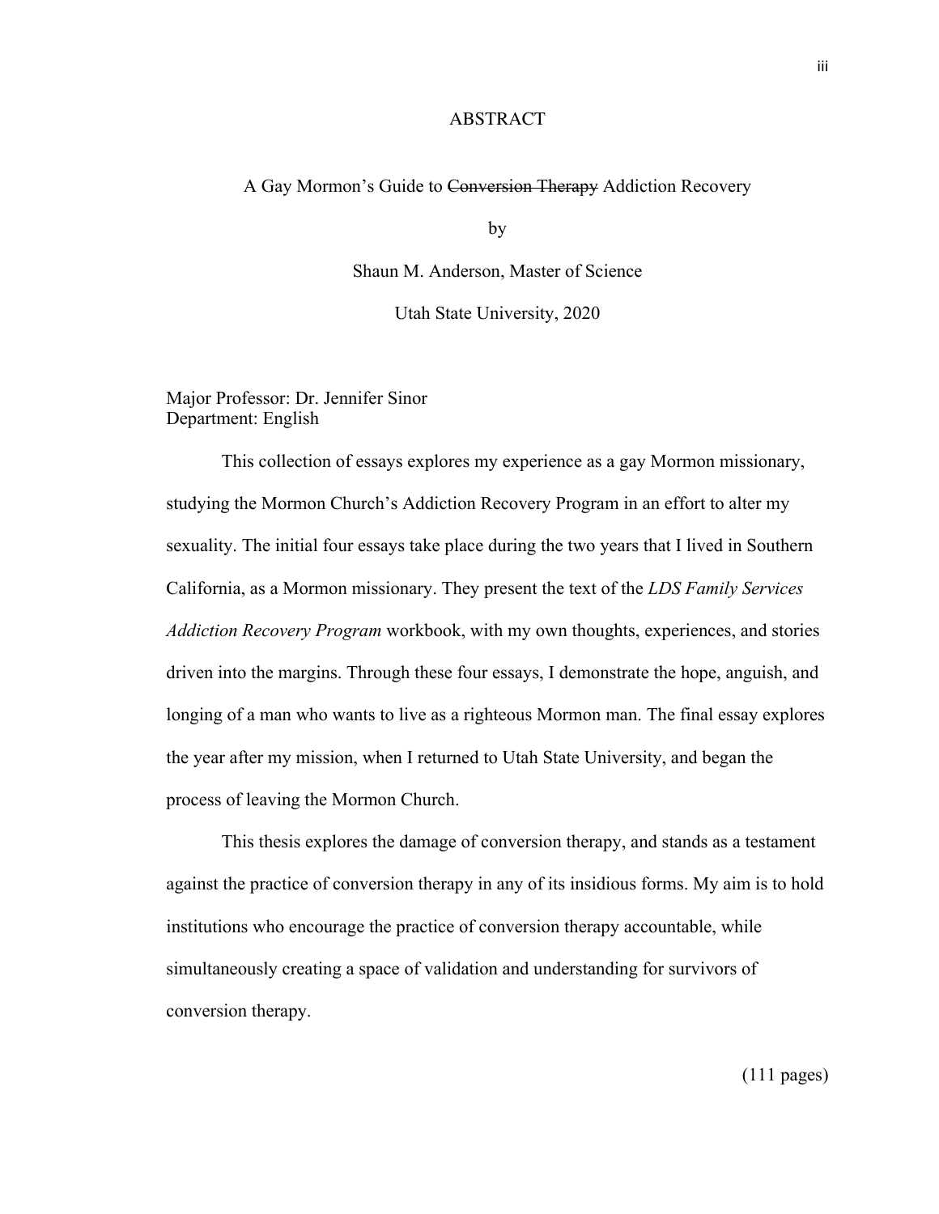# ABSTRACT

A Gay Mormon's Guide to ~~Conversion Therapy~~ Addiction Recovery

by

Shaun M. Anderson, Master of Science

Utah State University, 2020

Major Professor: Dr. Jennifer Sinor
Department: English

This collection of essays explores my experience as a gay Mormon missionary, studying the Mormon Church's Addiction Recovery Program in an effort to alter my sexuality. The initial four essays take place during the two years that I lived in Southern California, as a Mormon missionary. They present the text of the *LDS Family Services Addiction Recovery Program* workbook, with my own thoughts, experiences, and stories driven into the margins. Through these four essays, I demonstrate the hope, anguish, and longing of a man who wants to live as a righteous Mormon man. The final essay explores the year after my mission, when I returned to Utah State University, and began the process of leaving the Mormon Church.

This thesis explores the damage of conversion therapy, and stands as a testament against the practice of conversion therapy in any of its insidious forms. My aim is to hold institutions who encourage the practice of conversion therapy accountable, while simultaneously creating a space of validation and understanding for survivors of conversion therapy.

(111 pages)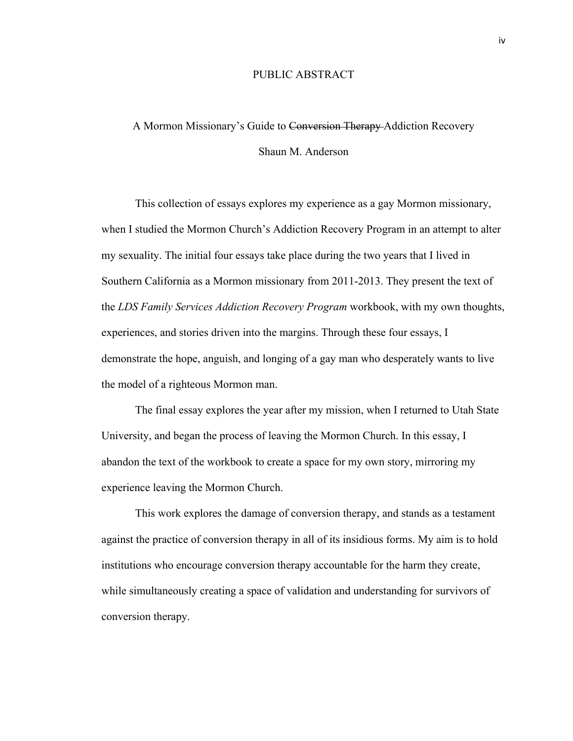# PUBLIC ABSTRACT

## A Mormon Missionary's Guide to ~~Conversion Therapy~~ Addiction Recovery

Shaun M. Anderson

This collection of essays explores my experience as a gay Mormon missionary, when I studied the Mormon Church's Addiction Recovery Program in an attempt to alter my sexuality. The initial four essays take place during the two years that I lived in Southern California as a Mormon missionary from 2011-2013. They present the text of the *LDS Family Services Addiction Recovery Program* workbook, with my own thoughts, experiences, and stories driven into the margins. Through these four essays, I demonstrate the hope, anguish, and longing of a gay man who desperately wants to live the model of a righteous Mormon man.

The final essay explores the year after my mission, when I returned to Utah State University, and began the process of leaving the Mormon Church. In this essay, I abandon the text of the workbook to create a space for my own story, mirroring my experience leaving the Mormon Church.

This work explores the damage of conversion therapy, and stands as a testament against the practice of conversion therapy in all of its insidious forms. My aim is to hold institutions who encourage conversion therapy accountable for the harm they create, while simultaneously creating a space of validation and understanding for survivors of conversion therapy.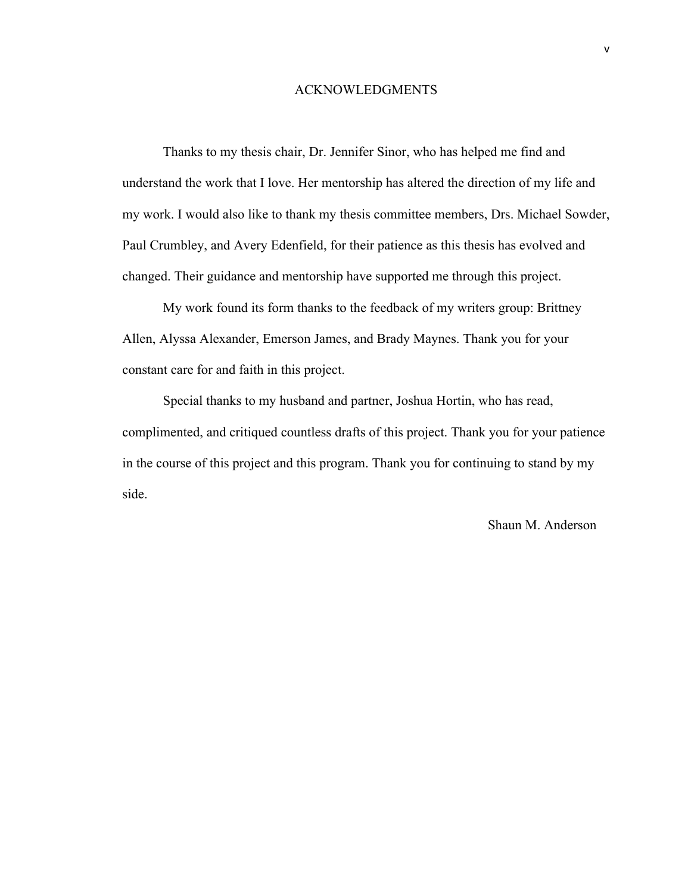# ACKNOWLEDGMENTS

Thanks to my thesis chair, Dr. Jennifer Sinor, who has helped me find and understand the work that I love. Her mentorship has altered the direction of my life and my work. I would also like to thank my thesis committee members, Drs. Michael Sowder, Paul Crumbley, and Avery Edenfield, for their patience as this thesis has evolved and changed. Their guidance and mentorship have supported me through this project.

My work found its form thanks to the feedback of my writers group: Brittney Allen, Alyssa Alexander, Emerson James, and Brady Maynes. Thank you for your constant care for and faith in this project.

Special thanks to my husband and partner, Joshua Hortin, who has read, complimented, and critiqued countless drafts of this project. Thank you for your patience in the course of this project and this program. Thank you for continuing to stand by my side.

Shaun M. Anderson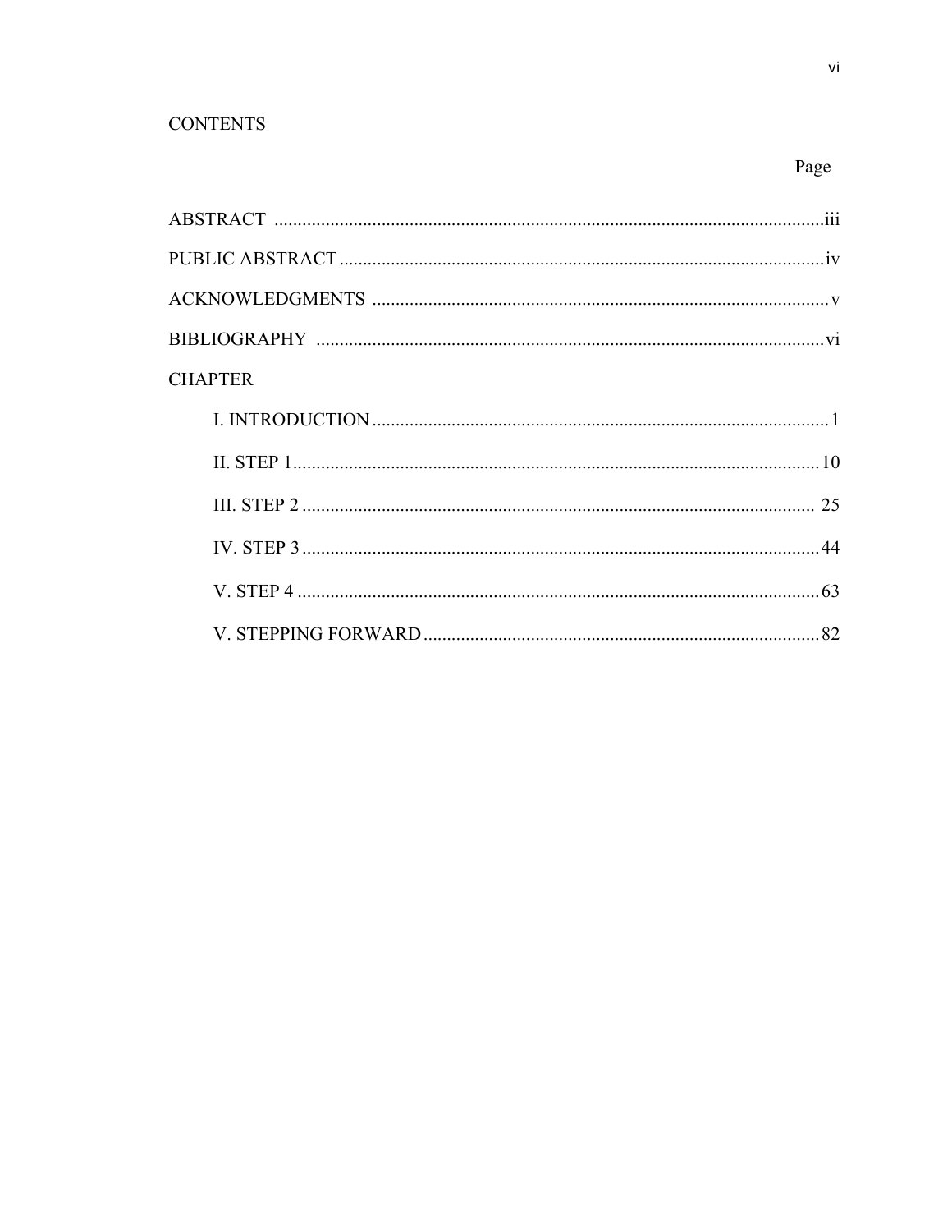# CONTENTS

| | Page |
|---|---|
| ABSTRACT | iii |
| PUBLIC ABSTRACT | iv |
| ACKNOWLEDGMENTS | v |
| BIBLIOGRAPHY | vi |
| CHAPTER | |
| I. INTRODUCTION | 1 |
| II. STEP 1 | 10 |
| III. STEP 2 | 25 |
| IV. STEP 3 | 44 |
| V. STEP 4 | 63 |
| V. STEPPING FORWARD | 82 |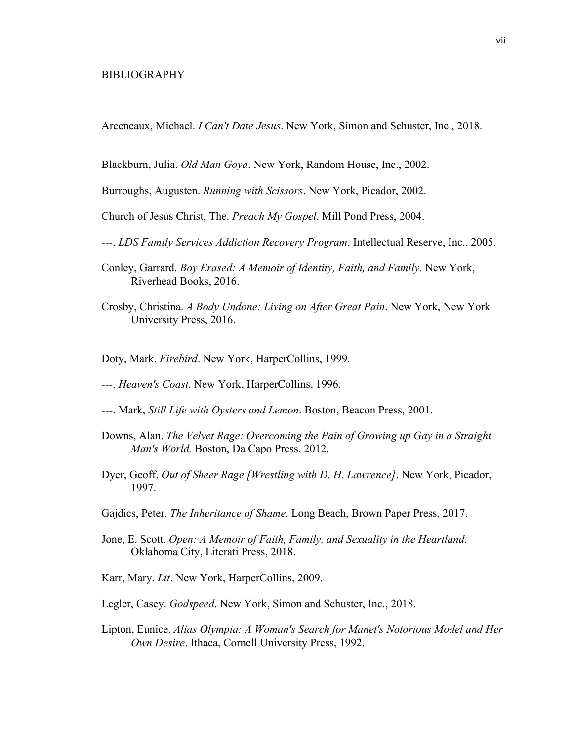# BIBLIOGRAPHY

Arceneaux, Michael. *I Can't Date Jesus*. New York, Simon and Schuster, Inc., 2018.

Blackburn, Julia. *Old Man Goya*. New York, Random House, Inc., 2002.

Burroughs, Augusten. *Running with Scissors*. New York, Picador, 2002.

Church of Jesus Christ, The. *Preach My Gospel*. Mill Pond Press, 2004.

---. *LDS Family Services Addiction Recovery Program*. Intellectual Reserve, Inc., 2005.

Conley, Garrard. *Boy Erased: A Memoir of Identity, Faith, and Family*. New York, Riverhead Books, 2016.

Crosby, Christina. *A Body Undone: Living on After Great Pain*. New York, New York University Press, 2016.

Doty, Mark. *Firebird*. New York, HarperCollins, 1999.

---. *Heaven's Coast*. New York, HarperCollins, 1996.

---. Mark, *Still Life with Oysters and Lemon*. Boston, Beacon Press, 2001.

Downs, Alan. *The Velvet Rage: Overcoming the Pain of Growing up Gay in a Straight Man's World.* Boston, Da Capo Press, 2012.

Dyer, Geoff. *Out of Sheer Rage [Wrestling with D. H. Lawrence]*. New York, Picador, 1997.

Gajdics, Peter. *The Inheritance of Shame*. Long Beach, Brown Paper Press, 2017.

Jone, E. Scott. *Open: A Memoir of Faith, Family, and Sexuality in the Heartland*. Oklahoma City, Literati Press, 2018.

Karr, Mary. *Lit*. New York, HarperCollins, 2009.

Legler, Casey. *Godspeed*. New York, Simon and Schuster, Inc., 2018.

Lipton, Eunice. *Alias Olympia: A Woman's Search for Manet's Notorious Model and Her Own Desire*. Ithaca, Cornell University Press, 1992.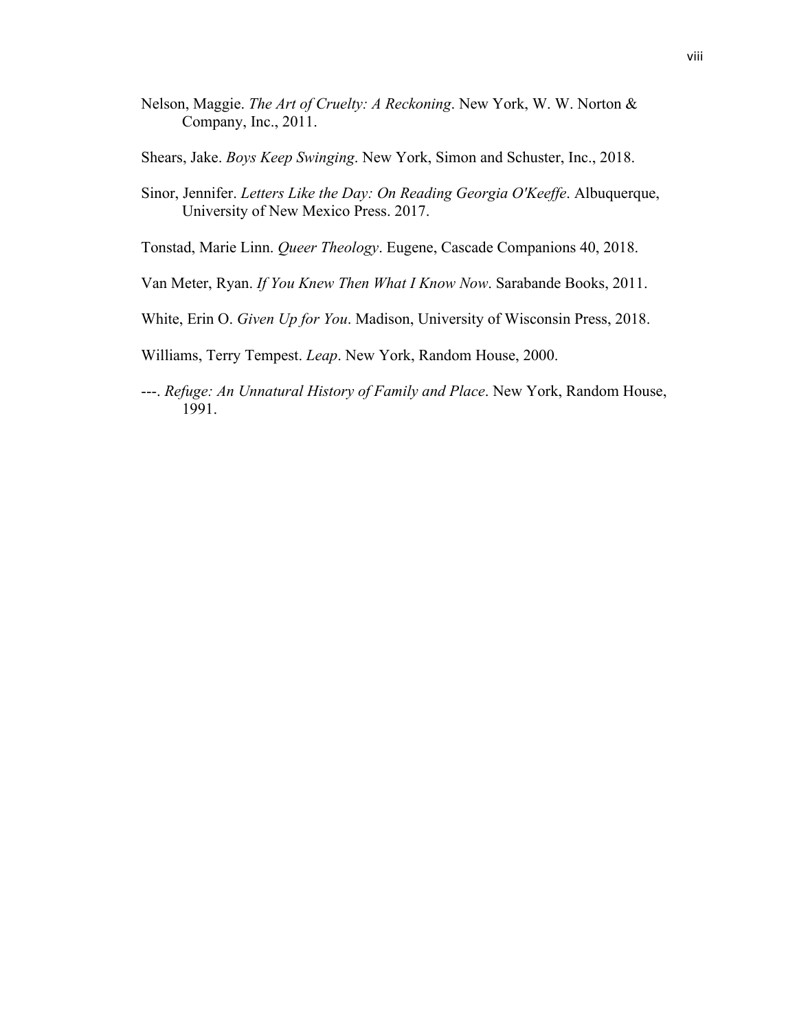Nelson, Maggie. *The Art of Cruelty: A Reckoning*. New York, W. W. Norton & Company, Inc., 2011.

Shears, Jake. *Boys Keep Swinging*. New York, Simon and Schuster, Inc., 2018.

Sinor, Jennifer. *Letters Like the Day: On Reading Georgia O'Keeffe*. Albuquerque, University of New Mexico Press. 2017.

Tonstad, Marie Linn. *Queer Theology*. Eugene, Cascade Companions 40, 2018.

Van Meter, Ryan. *If You Knew Then What I Know Now*. Sarabande Books, 2011.

White, Erin O. *Given Up for You*. Madison, University of Wisconsin Press, 2018.

Williams, Terry Tempest. *Leap*. New York, Random House, 2000.

---. *Refuge: An Unnatural History of Family and Place*. New York, Random House, 1991.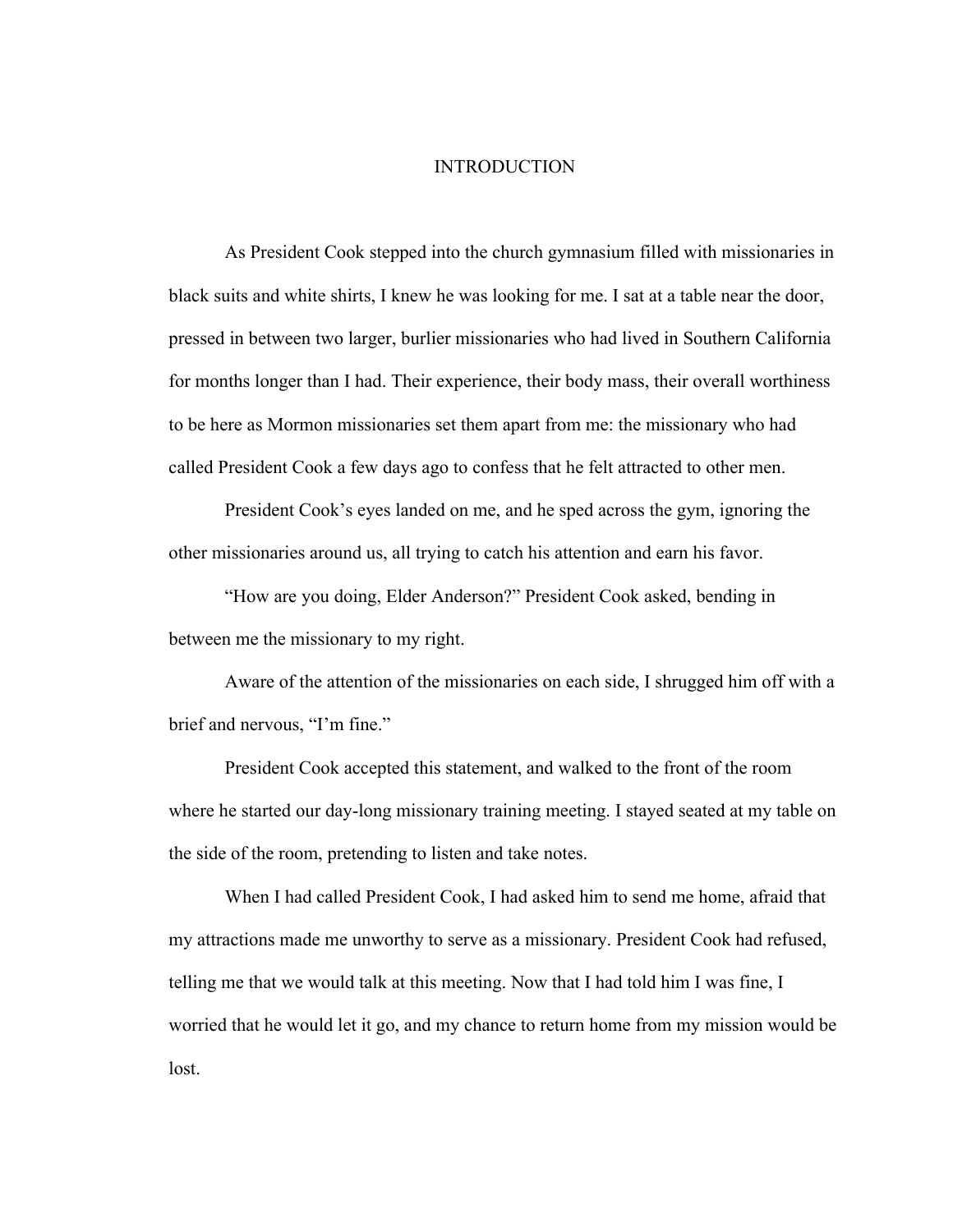# INTRODUCTION

As President Cook stepped into the church gymnasium filled with missionaries in black suits and white shirts, I knew he was looking for me. I sat at a table near the door, pressed in between two larger, burlier missionaries who had lived in Southern California for months longer than I had. Their experience, their body mass, their overall worthiness to be here as Mormon missionaries set them apart from me: the missionary who had called President Cook a few days ago to confess that he felt attracted to other men.

President Cook's eyes landed on me, and he sped across the gym, ignoring the other missionaries around us, all trying to catch his attention and earn his favor.

"How are you doing, Elder Anderson?" President Cook asked, bending in between me the missionary to my right.

Aware of the attention of the missionaries on each side, I shrugged him off with a brief and nervous, "I'm fine."

President Cook accepted this statement, and walked to the front of the room where he started our day-long missionary training meeting. I stayed seated at my table on the side of the room, pretending to listen and take notes.

When I had called President Cook, I had asked him to send me home, afraid that my attractions made me unworthy to serve as a missionary. President Cook had refused, telling me that we would talk at this meeting. Now that I had told him I was fine, I worried that he would let it go, and my chance to return home from my mission would be lost.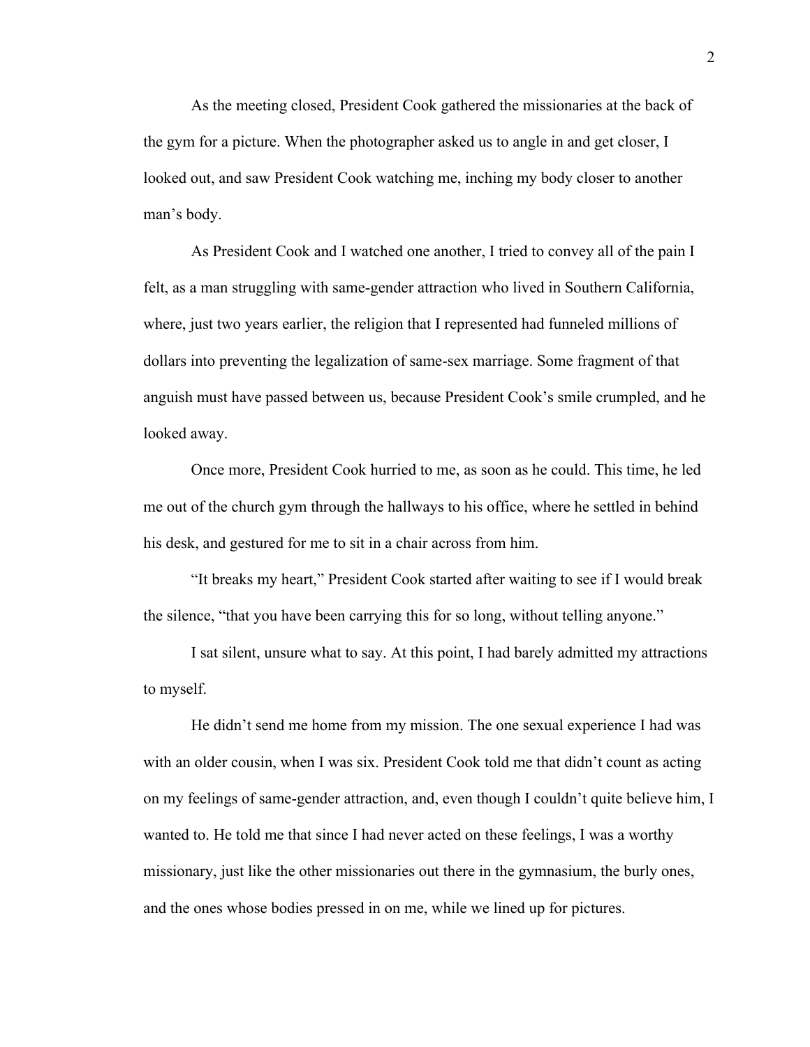As the meeting closed, President Cook gathered the missionaries at the back of the gym for a picture. When the photographer asked us to angle in and get closer, I looked out, and saw President Cook watching me, inching my body closer to another man's body.

As President Cook and I watched one another, I tried to convey all of the pain I felt, as a man struggling with same-gender attraction who lived in Southern California, where, just two years earlier, the religion that I represented had funneled millions of dollars into preventing the legalization of same-sex marriage. Some fragment of that anguish must have passed between us, because President Cook's smile crumpled, and he looked away.

Once more, President Cook hurried to me, as soon as he could. This time, he led me out of the church gym through the hallways to his office, where he settled in behind his desk, and gestured for me to sit in a chair across from him.

"It breaks my heart," President Cook started after waiting to see if I would break the silence, "that you have been carrying this for so long, without telling anyone."

I sat silent, unsure what to say. At this point, I had barely admitted my attractions to myself.

He didn't send me home from my mission. The one sexual experience I had was with an older cousin, when I was six. President Cook told me that didn't count as acting on my feelings of same-gender attraction, and, even though I couldn't quite believe him, I wanted to. He told me that since I had never acted on these feelings, I was a worthy missionary, just like the other missionaries out there in the gymnasium, the burly ones, and the ones whose bodies pressed in on me, while we lined up for pictures.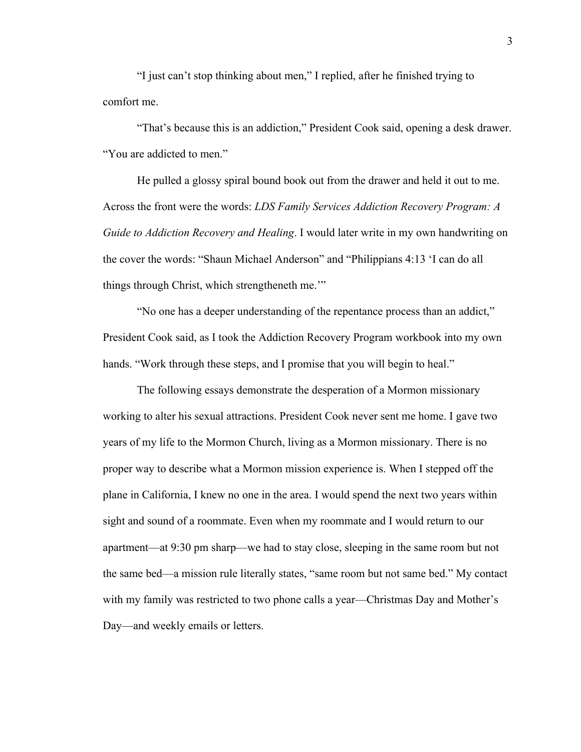"I just can't stop thinking about men," I replied, after he finished trying to comfort me.

"That's because this is an addiction," President Cook said, opening a desk drawer. "You are addicted to men."

He pulled a glossy spiral bound book out from the drawer and held it out to me. Across the front were the words: *LDS Family Services Addiction Recovery Program: A Guide to Addiction Recovery and Healing*. I would later write in my own handwriting on the cover the words: "Shaun Michael Anderson" and "Philippians 4:13 'I can do all things through Christ, which strengtheneth me.'"

"No one has a deeper understanding of the repentance process than an addict," President Cook said, as I took the Addiction Recovery Program workbook into my own hands. "Work through these steps, and I promise that you will begin to heal."

The following essays demonstrate the desperation of a Mormon missionary working to alter his sexual attractions. President Cook never sent me home. I gave two years of my life to the Mormon Church, living as a Mormon missionary. There is no proper way to describe what a Mormon mission experience is. When I stepped off the plane in California, I knew no one in the area. I would spend the next two years within sight and sound of a roommate. Even when my roommate and I would return to our apartment—at 9:30 pm sharp—we had to stay close, sleeping in the same room but not the same bed—a mission rule literally states, "same room but not same bed." My contact with my family was restricted to two phone calls a year—Christmas Day and Mother's Day—and weekly emails or letters.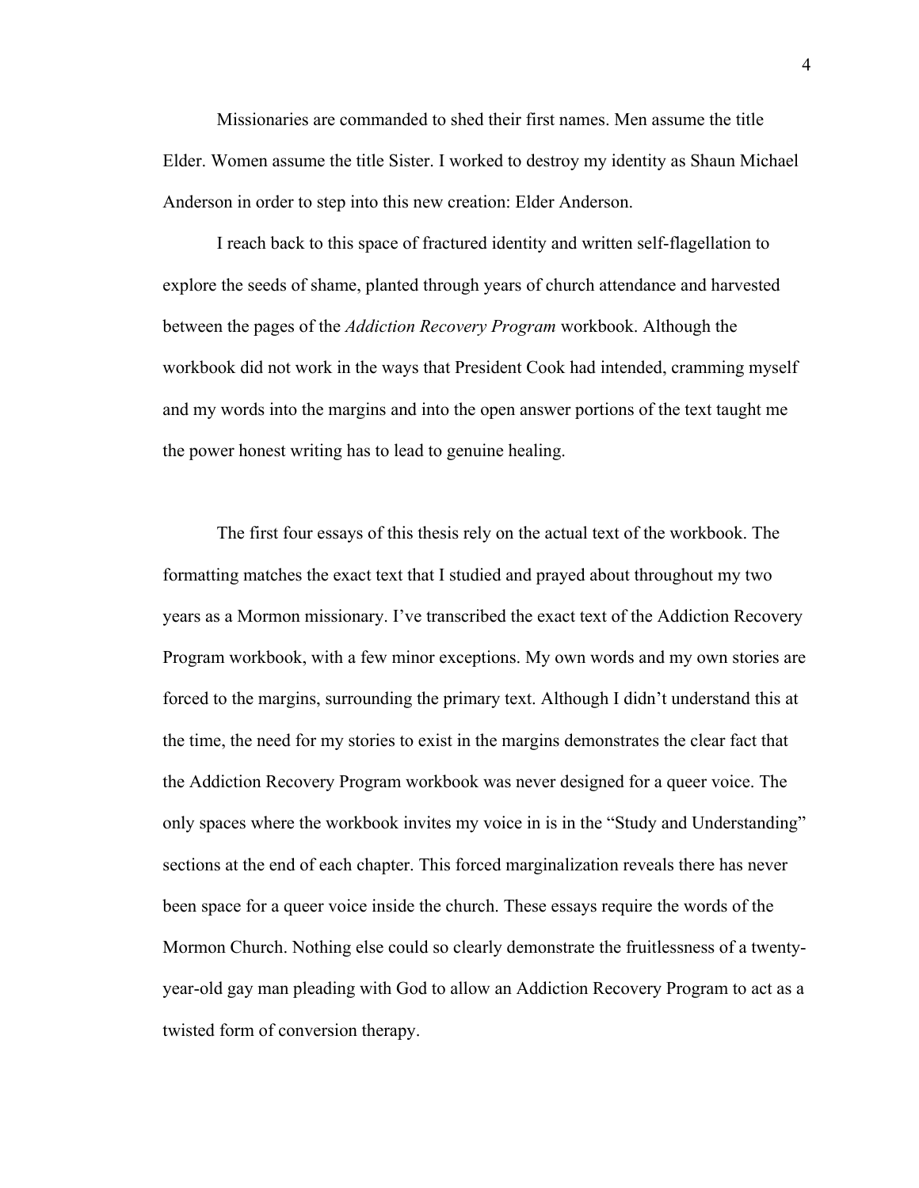Missionaries are commanded to shed their first names. Men assume the title Elder. Women assume the title Sister. I worked to destroy my identity as Shaun Michael Anderson in order to step into this new creation: Elder Anderson.

I reach back to this space of fractured identity and written self-flagellation to explore the seeds of shame, planted through years of church attendance and harvested between the pages of the *Addiction Recovery Program* workbook. Although the workbook did not work in the ways that President Cook had intended, cramming myself and my words into the margins and into the open answer portions of the text taught me the power honest writing has to lead to genuine healing.

The first four essays of this thesis rely on the actual text of the workbook. The formatting matches the exact text that I studied and prayed about throughout my two years as a Mormon missionary. I've transcribed the exact text of the Addiction Recovery Program workbook, with a few minor exceptions. My own words and my own stories are forced to the margins, surrounding the primary text. Although I didn't understand this at the time, the need for my stories to exist in the margins demonstrates the clear fact that the Addiction Recovery Program workbook was never designed for a queer voice. The only spaces where the workbook invites my voice in is in the "Study and Understanding" sections at the end of each chapter. This forced marginalization reveals there has never been space for a queer voice inside the church. These essays require the words of the Mormon Church. Nothing else could so clearly demonstrate the fruitlessness of a twenty-year-old gay man pleading with God to allow an Addiction Recovery Program to act as a twisted form of conversion therapy.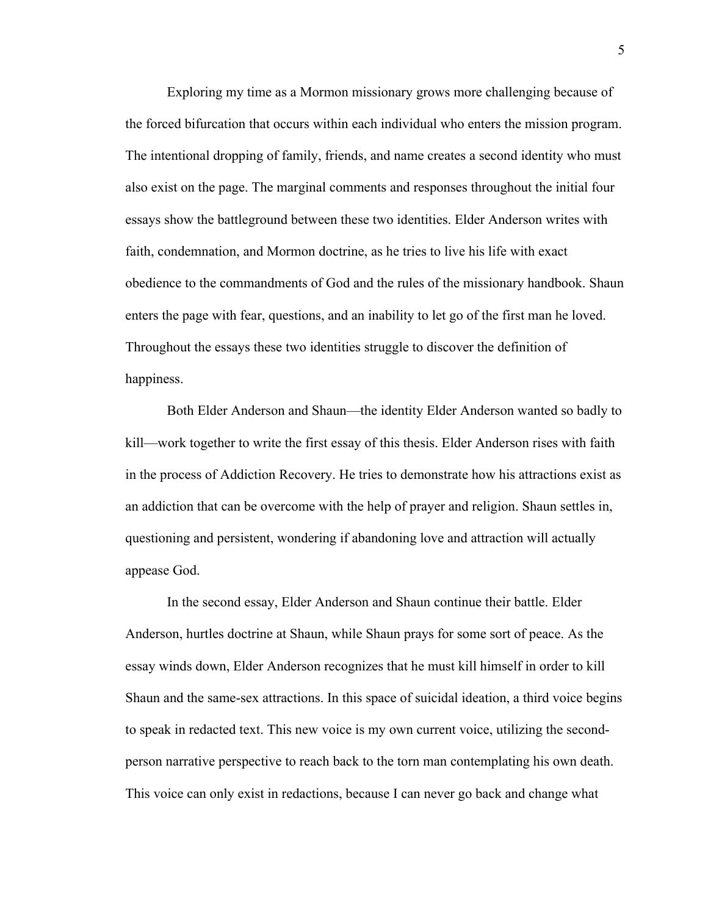Exploring my time as a Mormon missionary grows more challenging because of the forced bifurcation that occurs within each individual who enters the mission program. The intentional dropping of family, friends, and name creates a second identity who must also exist on the page. The marginal comments and responses throughout the initial four essays show the battleground between these two identities. Elder Anderson writes with faith, condemnation, and Mormon doctrine, as he tries to live his life with exact obedience to the commandments of God and the rules of the missionary handbook. Shaun enters the page with fear, questions, and an inability to let go of the first man he loved. Throughout the essays these two identities struggle to discover the definition of happiness.

Both Elder Anderson and Shaun—the identity Elder Anderson wanted so badly to kill—work together to write the first essay of this thesis. Elder Anderson rises with faith in the process of Addiction Recovery. He tries to demonstrate how his attractions exist as an addiction that can be overcome with the help of prayer and religion. Shaun settles in, questioning and persistent, wondering if abandoning love and attraction will actually appease God.

In the second essay, Elder Anderson and Shaun continue their battle. Elder Anderson, hurtles doctrine at Shaun, while Shaun prays for some sort of peace. As the essay winds down, Elder Anderson recognizes that he must kill himself in order to kill Shaun and the same-sex attractions. In this space of suicidal ideation, a third voice begins to speak in redacted text. This new voice is my own current voice, utilizing the second-person narrative perspective to reach back to the torn man contemplating his own death. This voice can only exist in redactions, because I can never go back and change what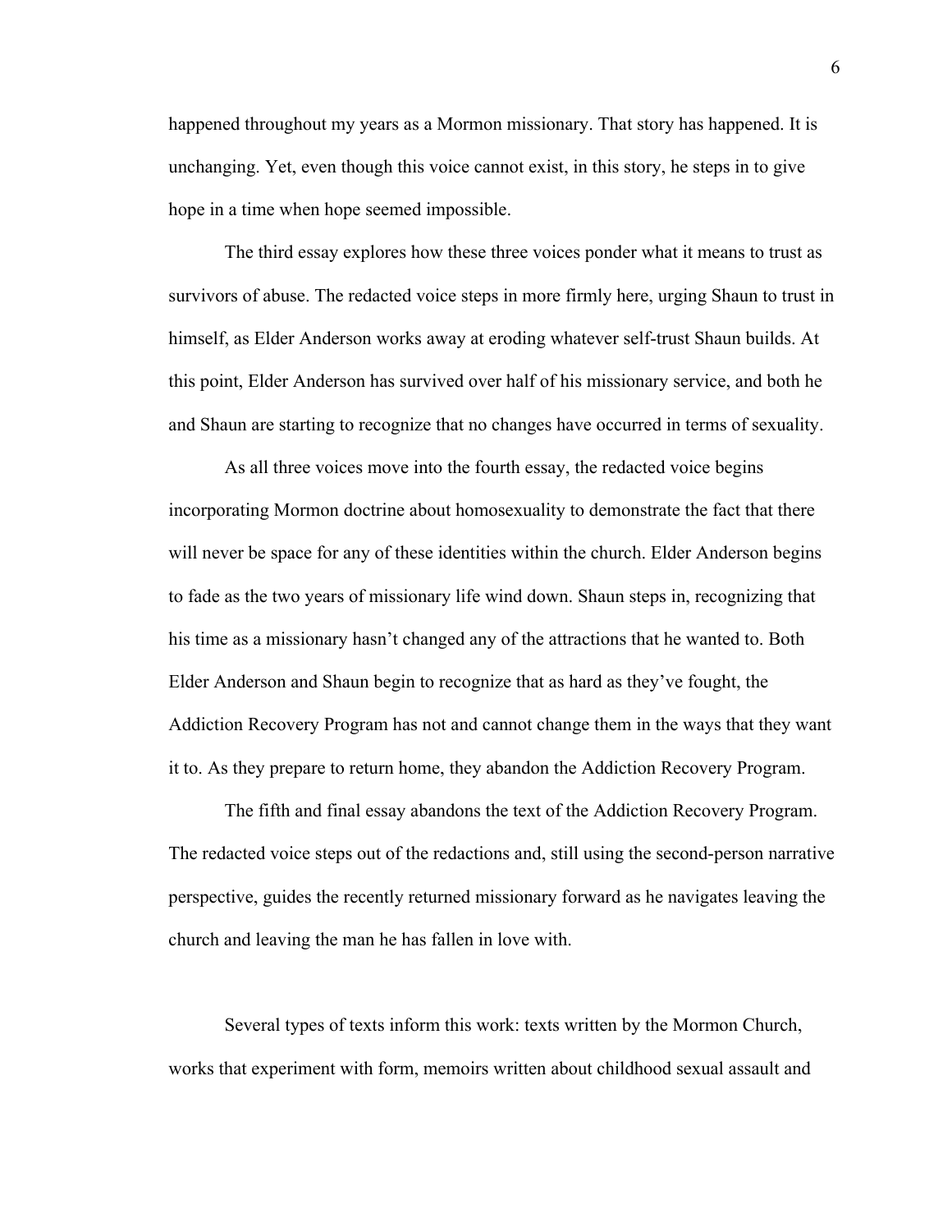happened throughout my years as a Mormon missionary. That story has happened. It is unchanging. Yet, even though this voice cannot exist, in this story, he steps in to give hope in a time when hope seemed impossible.

The third essay explores how these three voices ponder what it means to trust as survivors of abuse. The redacted voice steps in more firmly here, urging Shaun to trust in himself, as Elder Anderson works away at eroding whatever self-trust Shaun builds. At this point, Elder Anderson has survived over half of his missionary service, and both he and Shaun are starting to recognize that no changes have occurred in terms of sexuality.

As all three voices move into the fourth essay, the redacted voice begins incorporating Mormon doctrine about homosexuality to demonstrate the fact that there will never be space for any of these identities within the church. Elder Anderson begins to fade as the two years of missionary life wind down. Shaun steps in, recognizing that his time as a missionary hasn't changed any of the attractions that he wanted to. Both Elder Anderson and Shaun begin to recognize that as hard as they've fought, the Addiction Recovery Program has not and cannot change them in the ways that they want it to. As they prepare to return home, they abandon the Addiction Recovery Program.

The fifth and final essay abandons the text of the Addiction Recovery Program. The redacted voice steps out of the redactions and, still using the second-person narrative perspective, guides the recently returned missionary forward as he navigates leaving the church and leaving the man he has fallen in love with.

Several types of texts inform this work: texts written by the Mormon Church, works that experiment with form, memoirs written about childhood sexual assault and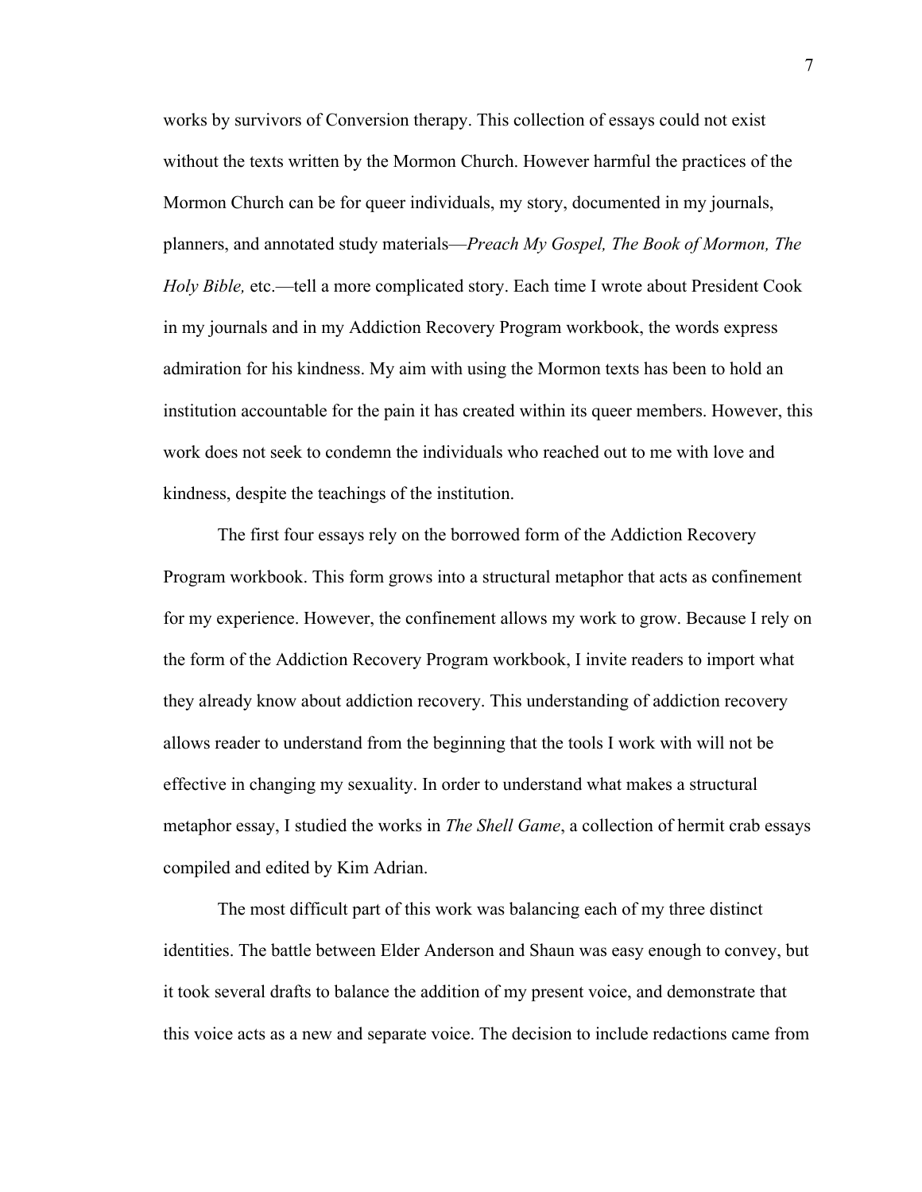works by survivors of Conversion therapy. This collection of essays could not exist without the texts written by the Mormon Church. However harmful the practices of the Mormon Church can be for queer individuals, my story, documented in my journals, planners, and annotated study materials—*Preach My Gospel, The Book of Mormon, The Holy Bible,* etc.—tell a more complicated story. Each time I wrote about President Cook in my journals and in my Addiction Recovery Program workbook, the words express admiration for his kindness. My aim with using the Mormon texts has been to hold an institution accountable for the pain it has created within its queer members. However, this work does not seek to condemn the individuals who reached out to me with love and kindness, despite the teachings of the institution.

The first four essays rely on the borrowed form of the Addiction Recovery Program workbook. This form grows into a structural metaphor that acts as confinement for my experience. However, the confinement allows my work to grow. Because I rely on the form of the Addiction Recovery Program workbook, I invite readers to import what they already know about addiction recovery. This understanding of addiction recovery allows reader to understand from the beginning that the tools I work with will not be effective in changing my sexuality. In order to understand what makes a structural metaphor essay, I studied the works in *The Shell Game*, a collection of hermit crab essays compiled and edited by Kim Adrian.

The most difficult part of this work was balancing each of my three distinct identities. The battle between Elder Anderson and Shaun was easy enough to convey, but it took several drafts to balance the addition of my present voice, and demonstrate that this voice acts as a new and separate voice. The decision to include redactions came from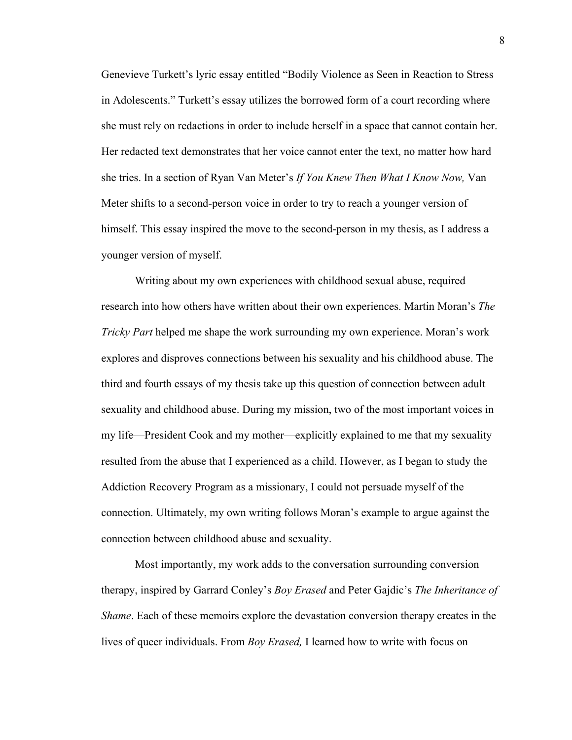Genevieve Turkett's lyric essay entitled "Bodily Violence as Seen in Reaction to Stress in Adolescents." Turkett's essay utilizes the borrowed form of a court recording where she must rely on redactions in order to include herself in a space that cannot contain her. Her redacted text demonstrates that her voice cannot enter the text, no matter how hard she tries. In a section of Ryan Van Meter's *If You Knew Then What I Know Now,* Van Meter shifts to a second-person voice in order to try to reach a younger version of himself. This essay inspired the move to the second-person in my thesis, as I address a younger version of myself.

Writing about my own experiences with childhood sexual abuse, required research into how others have written about their own experiences. Martin Moran's *The Tricky Part* helped me shape the work surrounding my own experience. Moran's work explores and disproves connections between his sexuality and his childhood abuse. The third and fourth essays of my thesis take up this question of connection between adult sexuality and childhood abuse. During my mission, two of the most important voices in my life—President Cook and my mother—explicitly explained to me that my sexuality resulted from the abuse that I experienced as a child. However, as I began to study the Addiction Recovery Program as a missionary, I could not persuade myself of the connection. Ultimately, my own writing follows Moran's example to argue against the connection between childhood abuse and sexuality.

Most importantly, my work adds to the conversation surrounding conversion therapy, inspired by Garrard Conley's *Boy Erased* and Peter Gajdic's *The Inheritance of Shame*. Each of these memoirs explore the devastation conversion therapy creates in the lives of queer individuals. From *Boy Erased,* I learned how to write with focus on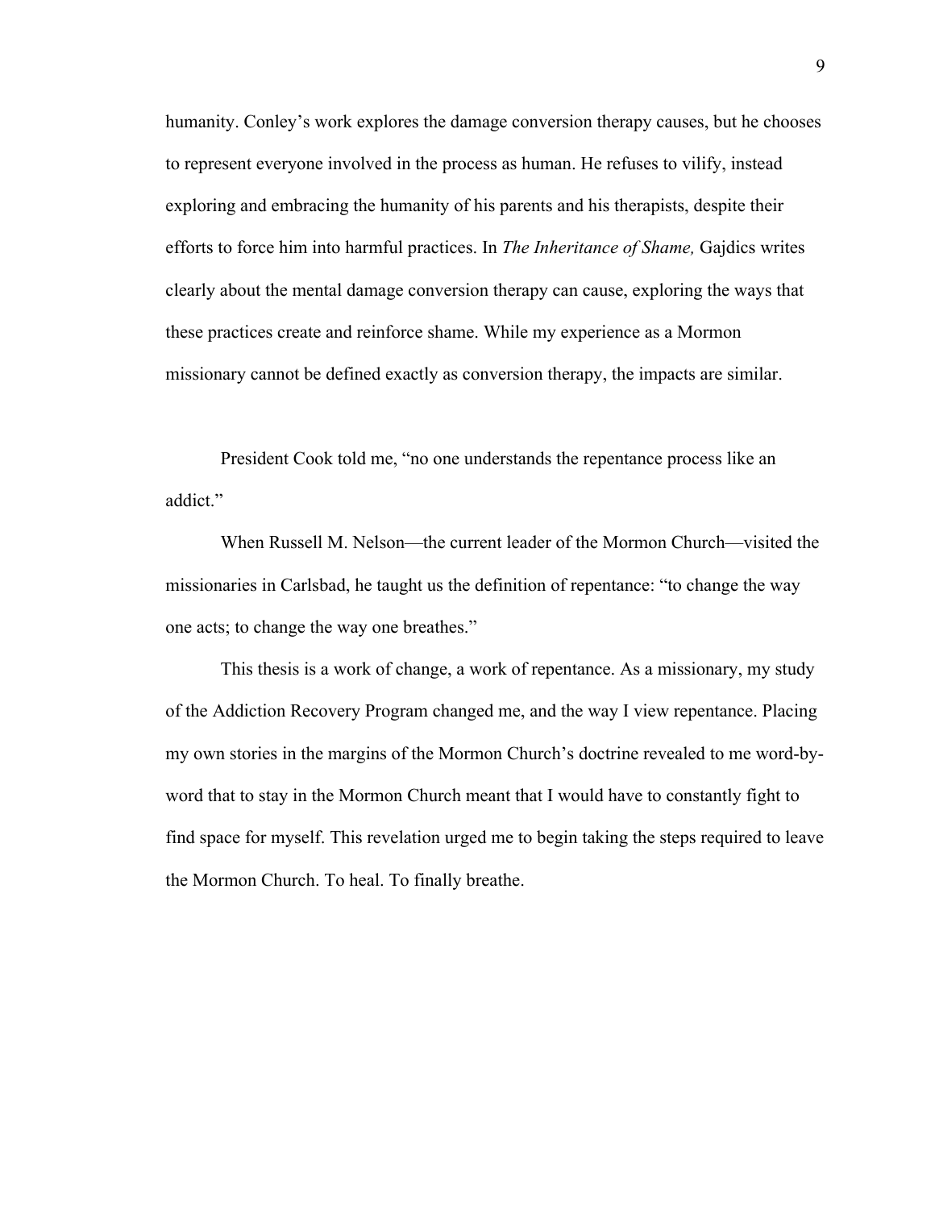humanity. Conley's work explores the damage conversion therapy causes, but he chooses to represent everyone involved in the process as human. He refuses to vilify, instead exploring and embracing the humanity of his parents and his therapists, despite their efforts to force him into harmful practices. In *The Inheritance of Shame,* Gajdics writes clearly about the mental damage conversion therapy can cause, exploring the ways that these practices create and reinforce shame. While my experience as a Mormon missionary cannot be defined exactly as conversion therapy, the impacts are similar.

President Cook told me, "no one understands the repentance process like an addict."

When Russell M. Nelson—the current leader of the Mormon Church—visited the missionaries in Carlsbad, he taught us the definition of repentance: "to change the way one acts; to change the way one breathes."

This thesis is a work of change, a work of repentance. As a missionary, my study of the Addiction Recovery Program changed me, and the way I view repentance. Placing my own stories in the margins of the Mormon Church's doctrine revealed to me word-by-word that to stay in the Mormon Church meant that I would have to constantly fight to find space for myself. This revelation urged me to begin taking the steps required to leave the Mormon Church. To heal. To finally breathe.